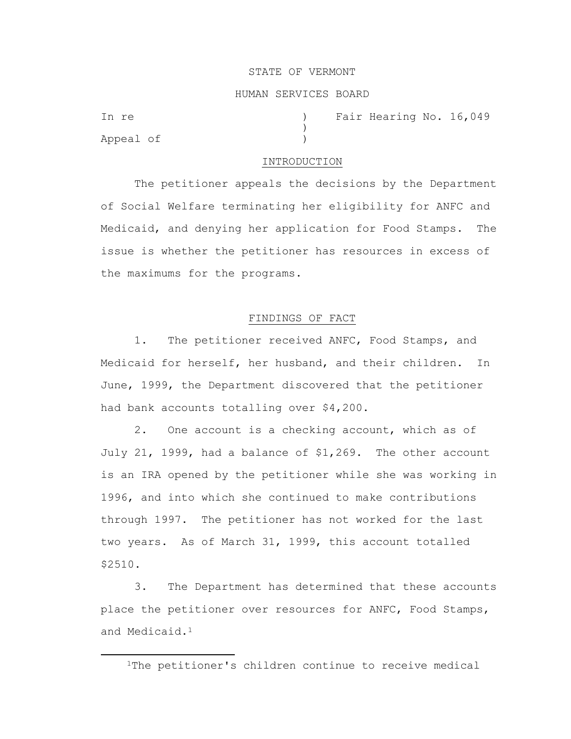STATE OF VERMONT

HUMAN SERVICES BOARD

In re ) Fair Hearing No. 16,049
)
Appeal of )

## INTRODUCTION

The petitioner appeals the decisions by the Department of Social Welfare terminating her eligibility for ANFC and Medicaid, and denying her application for Food Stamps. The issue is whether the petitioner has resources in excess of the maximums for the programs.

## FINDINGS OF FACT

1. The petitioner received ANFC, Food Stamps, and Medicaid for herself, her husband, and their children. In June, 1999, the Department discovered that the petitioner had bank accounts totalling over $4,200.

2. One account is a checking account, which as of July 21, 1999, had a balance of $1,269. The other account is an IRA opened by the petitioner while she was working in 1996, and into which she continued to make contributions through 1997. The petitioner has not worked for the last two years. As of March 31, 1999, this account totalled $2510.

3. The Department has determined that these accounts place the petitioner over resources for ANFC, Food Stamps, and Medicaid.[1]

---

[1]The petitioner's children continue to receive medical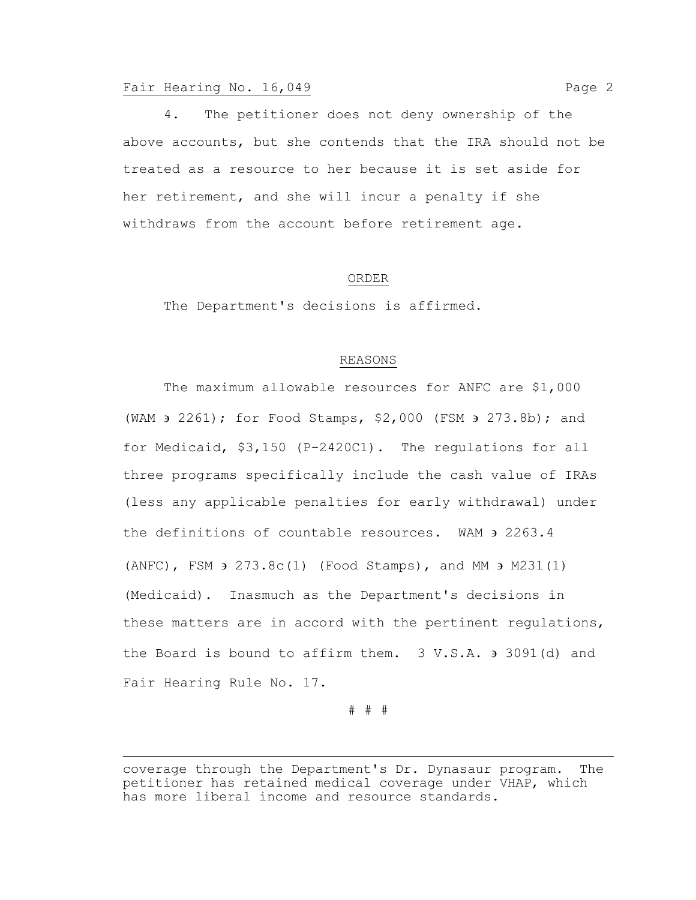4. The petitioner does not deny ownership of the above accounts, but she contends that the IRA should not be treated as a resource to her because it is set aside for her retirement, and she will incur a penalty if she withdraws from the account before retirement age.

## ORDER

The Department's decisions is affirmed.

## REASONS

The maximum allowable resources for ANFC are $1,000 (WAM ϶ 2261); for Food Stamps, $2,000 (FSM ϶ 273.8b); and for Medicaid, $3,150 (P-2420C1). The regulations for all three programs specifically include the cash value of IRAs (less any applicable penalties for early withdrawal) under the definitions of countable resources. WAM ϶ 2263.4 (ANFC), FSM ϶ 273.8c(1) (Food Stamps), and MM ϶ M231(1) (Medicaid). Inasmuch as the Department's decisions in these matters are in accord with the pertinent regulations, the Board is bound to affirm them. 3 V.S.A. ϶ 3091(d) and Fair Hearing Rule No. 17.

# # #

---

coverage through the Department's Dr. Dynasaur program. The petitioner has retained medical coverage under VHAP, which has more liberal income and resource standards.